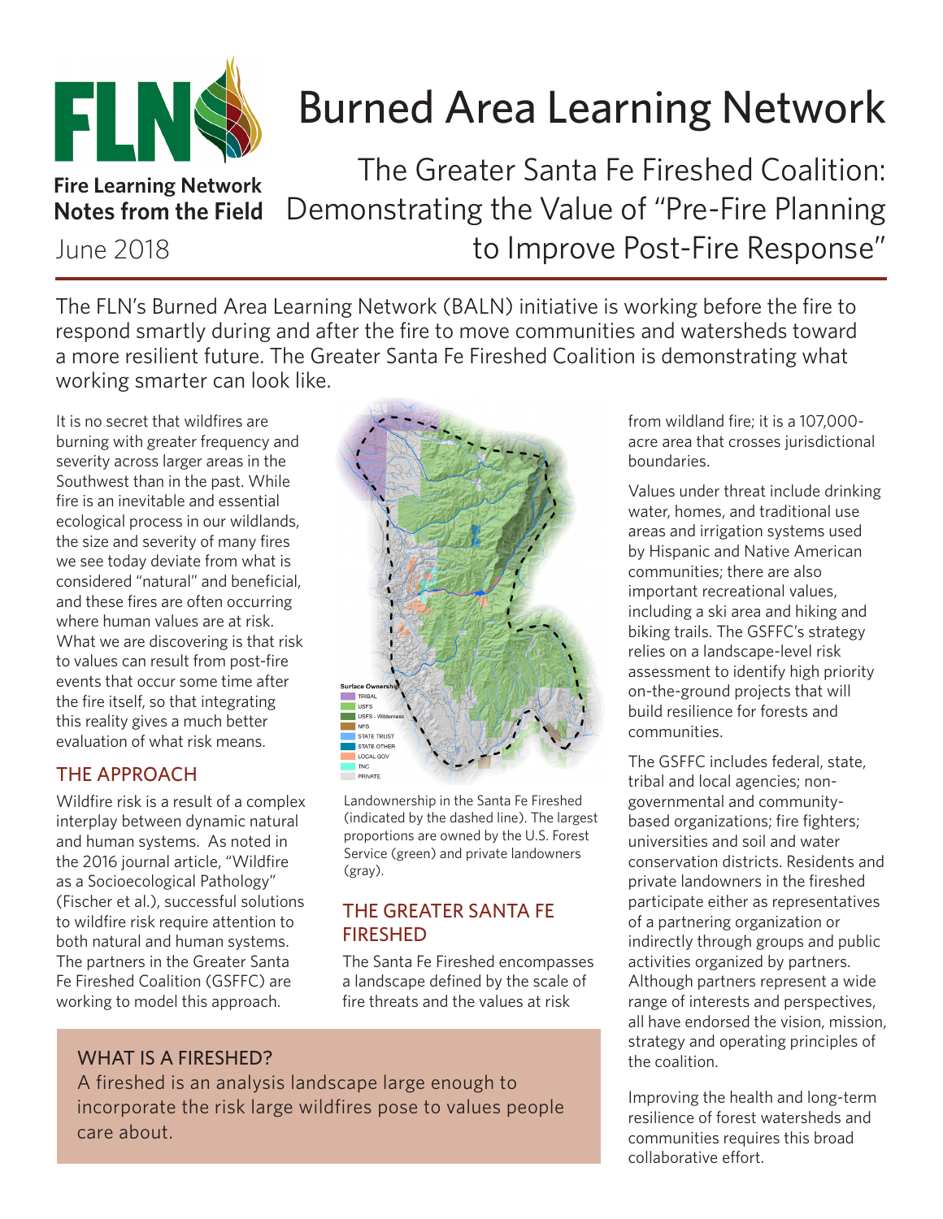Fire Learning Network
Notes from the Field
June 2018

# Burned Area Learning Network

## The Greater Santa Fe Fireshed Coalition: Demonstrating the Value of "Pre-Fire Planning to Improve Post-Fire Response"

The FLN's Burned Area Learning Network (BALN) initiative is working before the fire to respond smartly during and after the fire to move communities and watersheds toward a more resilient future. The Greater Santa Fe Fireshed Coalition is demonstrating what working smarter can look like.

It is no secret that wildfires are burning with greater frequency and severity across larger areas in the Southwest than in the past. While fire is an inevitable and essential ecological process in our wildlands, the size and severity of many fires we see today deviate from what is considered "natural" and beneficial, and these fires are often occurring where human values are at risk. What we are discovering is that risk to values can result from post-fire events that occur some time after the fire itself, so that integrating this reality gives a much better evaluation of what risk means.

### THE APPROACH

Wildfire risk is a result of a complex interplay between dynamic natural and human systems. As noted in the 2016 journal article, "Wildfire as a Socioecological Pathology" (Fischer et al.), successful solutions to wildfire risk require attention to both natural and human systems. The partners in the Greater Santa Fe Fireshed Coalition (GSFFC) are working to model this approach.

Landownership in the Santa Fe Fireshed (indicated by the dashed line). The largest proportions are owned by the U.S. Forest Service (green) and private landowners (gray).

### THE GREATER SANTA FE FIRESHED

The Santa Fe Fireshed encompasses a landscape defined by the scale of fire threats and the values at risk from wildland fire; it is a 107,000-acre area that crosses jurisdictional boundaries.

Values under threat include drinking water, homes, and traditional use areas and irrigation systems used by Hispanic and Native American communities; there are also important recreational values, including a ski area and hiking and biking trails. The GSFFC's strategy relies on a landscape-level risk assessment to identify high priority on-the-ground projects that will build resilience for forests and communities.

The GSFFC includes federal, state, tribal and local agencies; non-governmental and community-based organizations; fire fighters; universities and soil and water conservation districts. Residents and private landowners in the fireshed participate either as representatives of a partnering organization or indirectly through groups and public activities organized by partners. Although partners represent a wide range of interests and perspectives, all have endorsed the vision, mission, strategy and operating principles of the coalition.

Improving the health and long-term resilience of forest watersheds and communities requires this broad collaborative effort.

### WHAT IS A FIRESHED?

A fireshed is an analysis landscape large enough to incorporate the risk large wildfires pose to values people care about.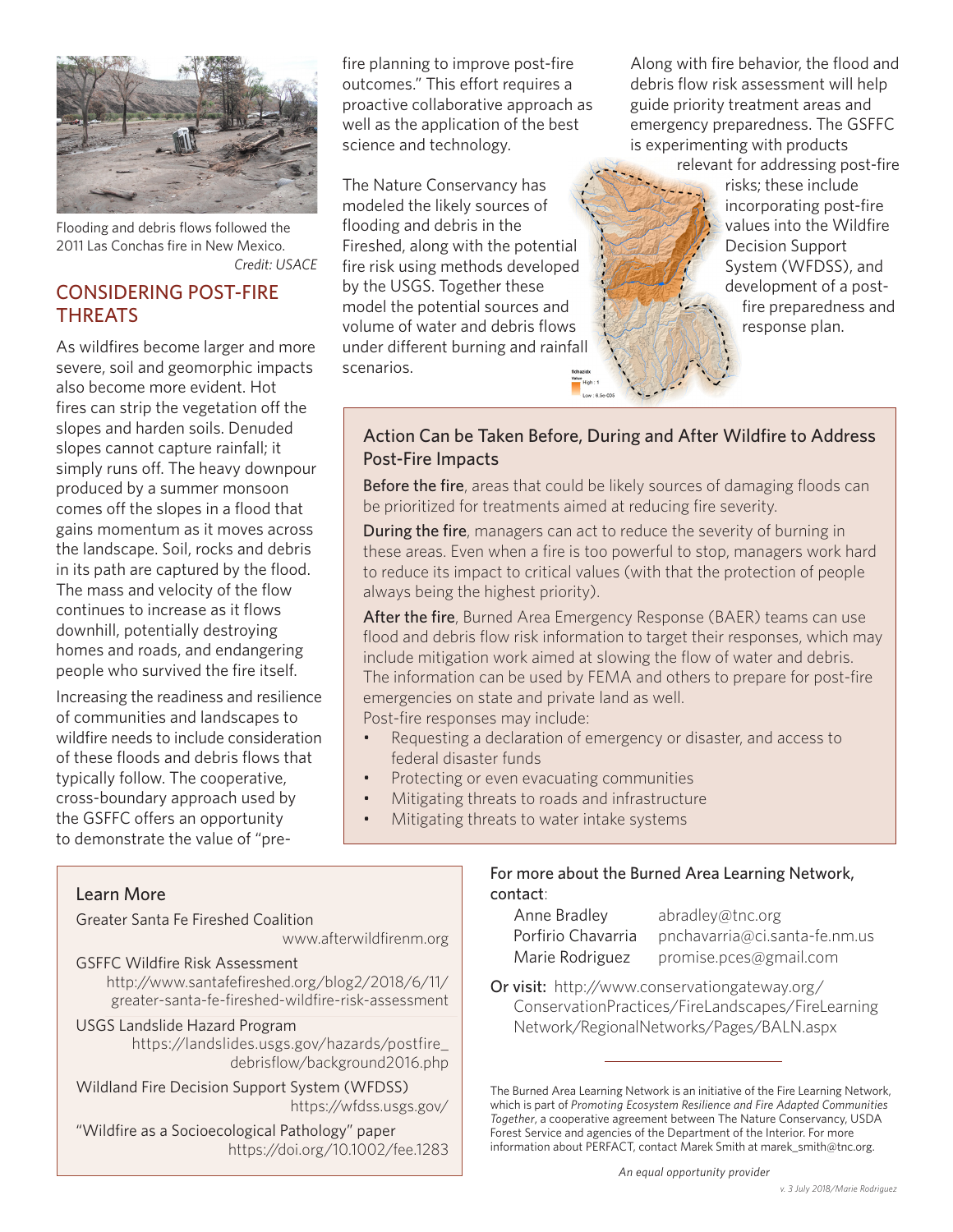Flooding and debris flows followed the 2011 Las Conchas fire in New Mexico. *Credit: USACE*

## CONSIDERING POST-FIRE THREATS

As wildfires become larger and more severe, soil and geomorphic impacts also become more evident. Hot fires can strip the vegetation off the slopes and harden soils. Denuded slopes cannot capture rainfall; it simply runs off. The heavy downpour produced by a summer monsoon comes off the slopes in a flood that gains momentum as it moves across the landscape. Soil, rocks and debris in its path are captured by the flood. The mass and velocity of the flow continues to increase as it flows downhill, potentially destroying homes and roads, and endangering people who survived the fire itself.

Increasing the readiness and resilience of communities and landscapes to wildfire needs to include consideration of these floods and debris flows that typically follow. The cooperative, cross-boundary approach used by the GSFFC offers an opportunity to demonstrate the value of "pre-fire planning to improve post-fire outcomes." This effort requires a proactive collaborative approach as well as the application of the best science and technology.

The Nature Conservancy has modeled the likely sources of flooding and debris in the Fireshed, along with the potential fire risk using methods developed by the USGS. Together these model the potential sources and volume of water and debris flows under different burning and rainfall scenarios.

Along with fire behavior, the flood and debris flow risk assessment will help guide priority treatment areas and emergency preparedness. The GSFFC is experimenting with products relevant for addressing post-fire risks; these include incorporating post-fire values into the Wildfire Decision Support System (WFDSS), and development of a post-fire preparedness and response plan.

### Action Can be Taken Before, During and After Wildfire to Address Post-Fire Impacts

**Before the fire**, areas that could be likely sources of damaging floods can be prioritized for treatments aimed at reducing fire severity.

**During the fire**, managers can act to reduce the severity of burning in these areas. Even when a fire is too powerful to stop, managers work hard to reduce its impact to critical values (with that the protection of people always being the highest priority).

**After the fire**, Burned Area Emergency Response (BAER) teams can use flood and debris flow risk information to target their responses, which may include mitigation work aimed at slowing the flow of water and debris. The information can be used by FEMA and others to prepare for post-fire emergencies on state and private land as well.

Post-fire responses may include:

- Requesting a declaration of emergency or disaster, and access to federal disaster funds
- Protecting or even evacuating communities
- Mitigating threats to roads and infrastructure
- Mitigating threats to water intake systems

### Learn More

Greater Santa Fe Fireshed Coalition
www.afterwildfirenm.org

GSFFC Wildfire Risk Assessment
http://www.santafefireshed.org/blog2/2018/6/11/greater-santa-fe-fireshed-wildfire-risk-assessment

USGS Landslide Hazard Program
https://landslides.usgs.gov/hazards/postfire_debrisflow/background2016.php

Wildland Fire Decision Support System (WFDSS)
https://wfdss.usgs.gov/

"Wildfire as a Socioecological Pathology" paper
https://doi.org/10.1002/fee.1283

For more about the Burned Area Learning Network, contact:

| | |
|---|---|
| Anne Bradley | abradley@tnc.org |
| Porfirio Chavarria | pnchavarria@ci.santa-fe.nm.us |
| Marie Rodriguez | promise.pces@gmail.com |

**Or visit:** http://www.conservationgateway.org/ConservationPractices/FireLandscapes/FireLearningNetwork/RegionalNetworks/Pages/BALN.aspx

The Burned Area Learning Network is an initiative of the Fire Learning Network, which is part of *Promoting Ecosystem Resilience and Fire Adapted Communities Together*, a cooperative agreement between The Nature Conservancy, USDA Forest Service and agencies of the Department of the Interior. For more information about PERFACT, contact Marek Smith at marek_smith@tnc.org.

*An equal opportunity provider*

*v. 3 July 2018/Marie Rodriguez*